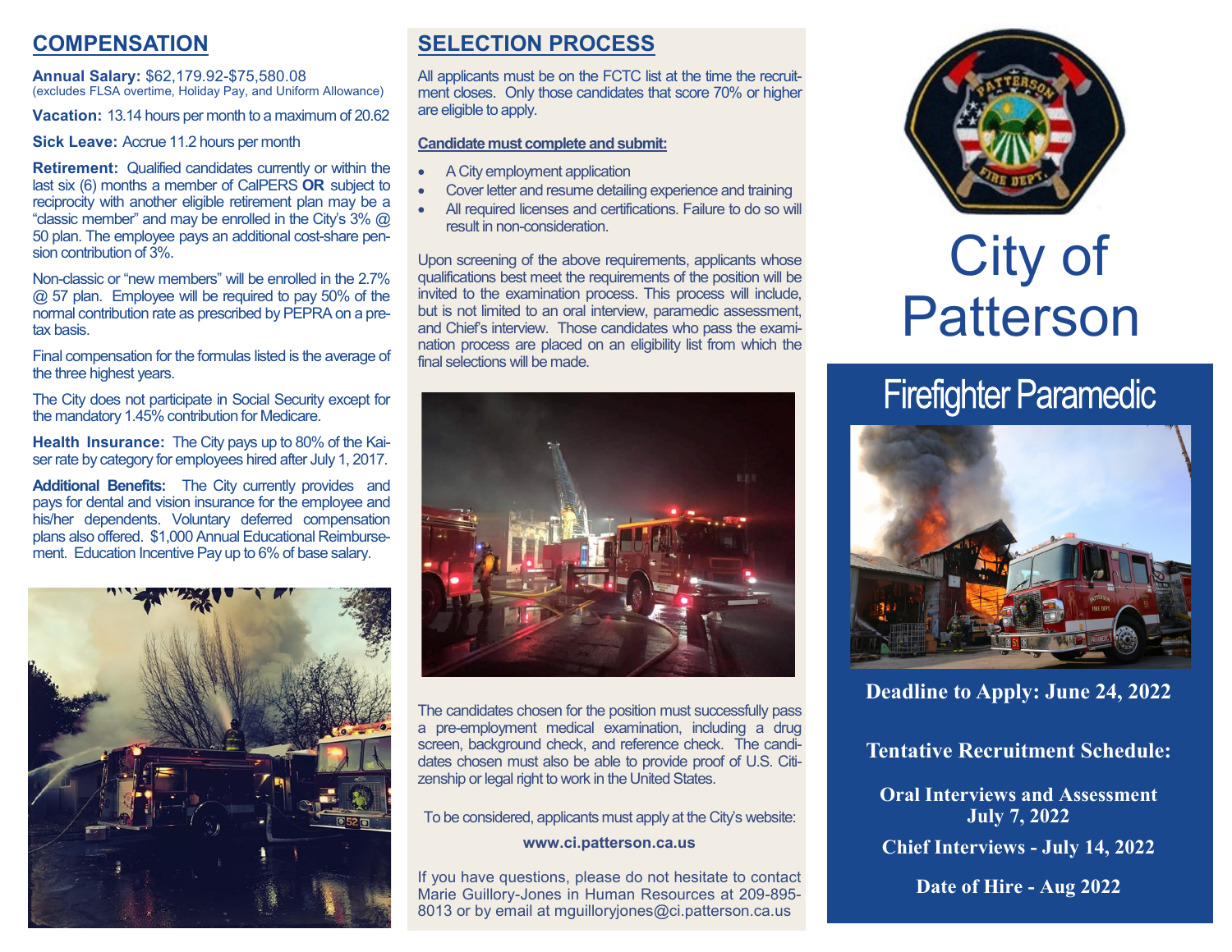## COMPENSATION

**Annual Salary:** $62,179.92-$75,580.08
(excludes FLSA overtime, Holiday Pay, and Uniform Allowance)

**Vacation:** 13.14 hours per month to a maximum of 20.62

**Sick Leave:** Accrue 11.2 hours per month

**Retirement:** Qualified candidates currently or within the last six (6) months a member of CalPERS **OR** subject to reciprocity with another eligible retirement plan may be a "classic member" and may be enrolled in the City's 3% @ 50 plan. The employee pays an additional cost-share pension contribution of 3%.

Non-classic or "new members" will be enrolled in the 2.7% @ 57 plan. Employee will be required to pay 50% of the normal contribution rate as prescribed by PEPRA on a pre-tax basis.

Final compensation for the formulas listed is the average of the three highest years.

The City does not participate in Social Security except for the mandatory 1.45% contribution for Medicare.

**Health Insurance:** The City pays up to 80% of the Kaiser rate by category for employees hired after July 1, 2017.

**Additional Benefits:** The City currently provides and pays for dental and vision insurance for the employee and his/her dependents. Voluntary deferred compensation plans also offered. $1,000 Annual Educational Reimbursement. Education Incentive Pay up to 6% of base salary.

## SELECTION PROCESS

All applicants must be on the FCTC list at the time the recruitment closes. Only those candidates that score 70% or higher are eligible to apply.

**Candidate must complete and submit:**

- A City employment application
- Cover letter and resume detailing experience and training
- All required licenses and certifications. Failure to do so will result in non-consideration.

Upon screening of the above requirements, applicants whose qualifications best meet the requirements of the position will be invited to the examination process. This process will include, but is not limited to an oral interview, paramedic assessment, and Chief's interview. Those candidates who pass the examination process are placed on an eligibility list from which the final selections will be made.

The candidates chosen for the position must successfully pass a pre-employment medical examination, including a drug screen, background check, and reference check. The candidates chosen must also be able to provide proof of U.S. Citizenship or legal right to work in the United States.

To be considered, applicants must apply at the City's website:

**www.ci.patterson.ca.us**

If you have questions, please do not hesitate to contact Marie Guillory-Jones in Human Resources at 209-895-8013 or by email at mguilloryjones@ci.patterson.ca.us

# City of Patterson

## Firefighter Paramedic

**Deadline to Apply: June 24, 2022**

**Tentative Recruitment Schedule:**

**Oral Interviews and Assessment July 7, 2022**

**Chief Interviews - July 14, 2022**

**Date of Hire - Aug 2022**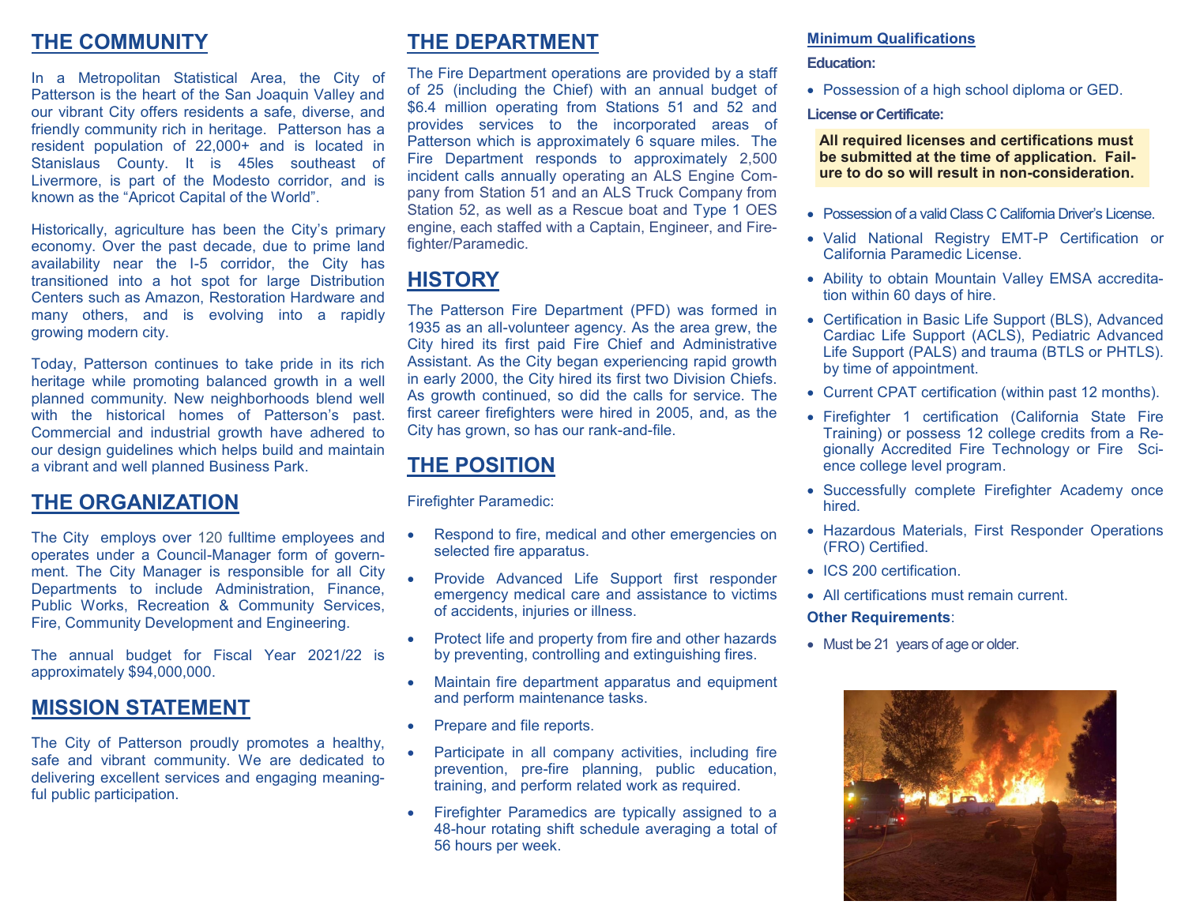## THE COMMUNITY

In a Metropolitan Statistical Area, the City of Patterson is the heart of the San Joaquin Valley and our vibrant City offers residents a safe, diverse, and friendly community rich in heritage. Patterson has a resident population of 22,000+ and is located in Stanislaus County. It is 45les southeast of Livermore, is part of the Modesto corridor, and is known as the "Apricot Capital of the World".

Historically, agriculture has been the City's primary economy. Over the past decade, due to prime land availability near the I-5 corridor, the City has transitioned into a hot spot for large Distribution Centers such as Amazon, Restoration Hardware and many others, and is evolving into a rapidly growing modern city.

Today, Patterson continues to take pride in its rich heritage while promoting balanced growth in a well planned community. New neighborhoods blend well with the historical homes of Patterson's past. Commercial and industrial growth have adhered to our design guidelines which helps build and maintain a vibrant and well planned Business Park.

## THE ORGANIZATION

The City employs over 120 fulltime employees and operates under a Council-Manager form of government. The City Manager is responsible for all City Departments to include Administration, Finance, Public Works, Recreation & Community Services, Fire, Community Development and Engineering.

The annual budget for Fiscal Year 2021/22 is approximately $94,000,000.

## MISSION STATEMENT

The City of Patterson proudly promotes a healthy, safe and vibrant community. We are dedicated to delivering excellent services and engaging meaningful public participation.

## THE DEPARTMENT

The Fire Department operations are provided by a staff of 25 (including the Chief) with an annual budget of $6.4 million operating from Stations 51 and 52 and provides services to the incorporated areas of Patterson which is approximately 6 square miles. The Fire Department responds to approximately 2,500 incident calls annually operating an ALS Engine Company from Station 51 and an ALS Truck Company from Station 52, as well as a Rescue boat and Type 1 OES engine, each staffed with a Captain, Engineer, and Firefighter/Paramedic.

## HISTORY

The Patterson Fire Department (PFD) was formed in 1935 as an all-volunteer agency. As the area grew, the City hired its first paid Fire Chief and Administrative Assistant. As the City began experiencing rapid growth in early 2000, the City hired its first two Division Chiefs. As growth continued, so did the calls for service. The first career firefighters were hired in 2005, and, as the City has grown, so has our rank-and-file.

## THE POSITION

Firefighter Paramedic:

- Respond to fire, medical and other emergencies on selected fire apparatus.
- Provide Advanced Life Support first responder emergency medical care and assistance to victims of accidents, injuries or illness.
- Protect life and property from fire and other hazards by preventing, controlling and extinguishing fires.
- Maintain fire department apparatus and equipment and perform maintenance tasks.
- Prepare and file reports.
- Participate in all company activities, including fire prevention, pre-fire planning, public education, training, and perform related work as required.
- Firefighter Paramedics are typically assigned to a 48-hour rotating shift schedule averaging a total of 56 hours per week.

### Minimum Qualifications

**Education:**

- Possession of a high school diploma or GED.

**License or Certificate:**

**All required licenses and certifications must be submitted at the time of application. Failure to do so will result in non-consideration.**

- Possession of a valid Class C California Driver's License.
- Valid National Registry EMT-P Certification or California Paramedic License.
- Ability to obtain Mountain Valley EMSA accreditation within 60 days of hire.
- Certification in Basic Life Support (BLS), Advanced Cardiac Life Support (ACLS), Pediatric Advanced Life Support (PALS) and trauma (BTLS or PHTLS). by time of appointment.
- Current CPAT certification (within past 12 months).
- Firefighter 1 certification (California State Fire Training) or possess 12 college credits from a Regionally Accredited Fire Technology or Fire Science college level program.
- Successfully complete Firefighter Academy once hired.
- Hazardous Materials, First Responder Operations (FRO) Certified.
- ICS 200 certification.
- All certifications must remain current.

**Other Requirements**:

- Must be 21 years of age or older.